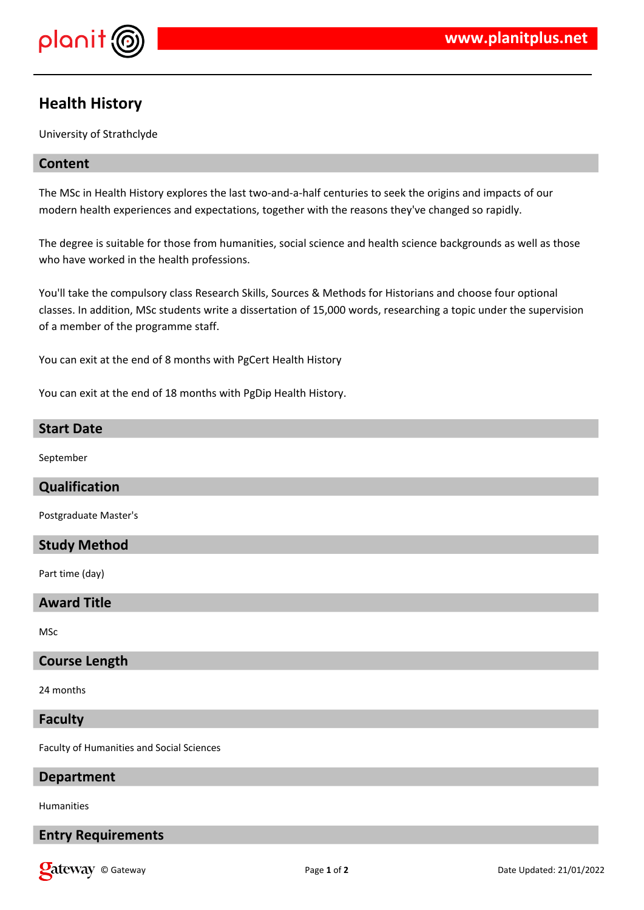# Health History

University of Strathclyde

## Content

The MSc in Health History explores the last two-and-a-half centuries to seek the origins and impacts of our modern health experiences and expectations, together with the reasons they've changed so rapidly.

The degree is suitable for those from humanities, social science and health science backgrounds as well as those who have worked in the health professions.

You'll take the compulsory class Research Skills, Sources & Methods for Historians and choose four optional classes. In addition, MSc students write a dissertation of 15,000 words, researching a topic under the supervision of a member of the programme staff.

You can exit at the end of 8 months with PgCert Health History

You can exit at the end of 18 months with PgDip Health History.

## Start Date

September

## Qualification

Postgraduate Master's

## Study Method

Part time (day)

## Award Title

MSc

## Course Length

24 months

## Faculty

Faculty of Humanities and Social Sciences

## Department

Humanities

## Entry Requirements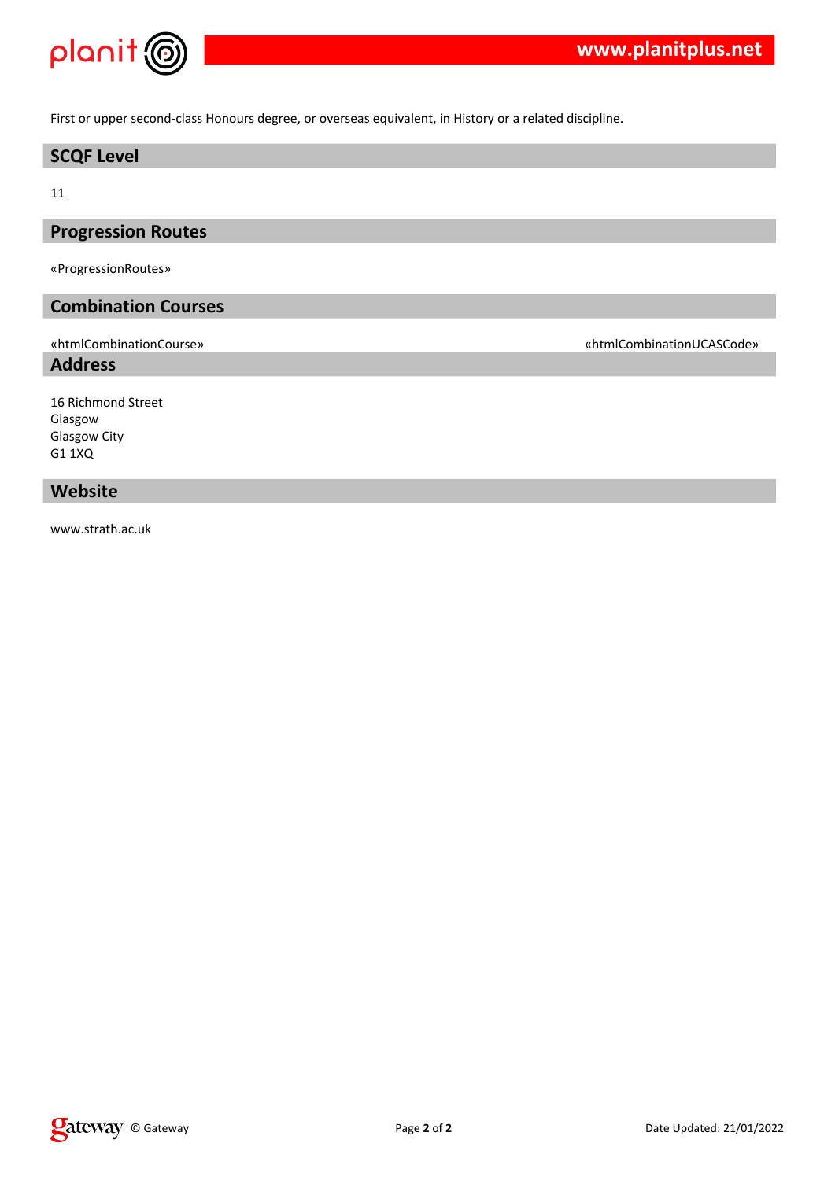First or upper second-class Honours degree, or overseas equivalent, in History or a related discipline.

## SCQF Level

11

## Progression Routes

«ProgressionRoutes»

## Combination Courses

«htmlCombinationCourse» «htmlCombinationUCASCode»

## Address

16 Richmond Street
Glasgow
Glasgow City
G1 1XQ

## Website

www.strath.ac.uk